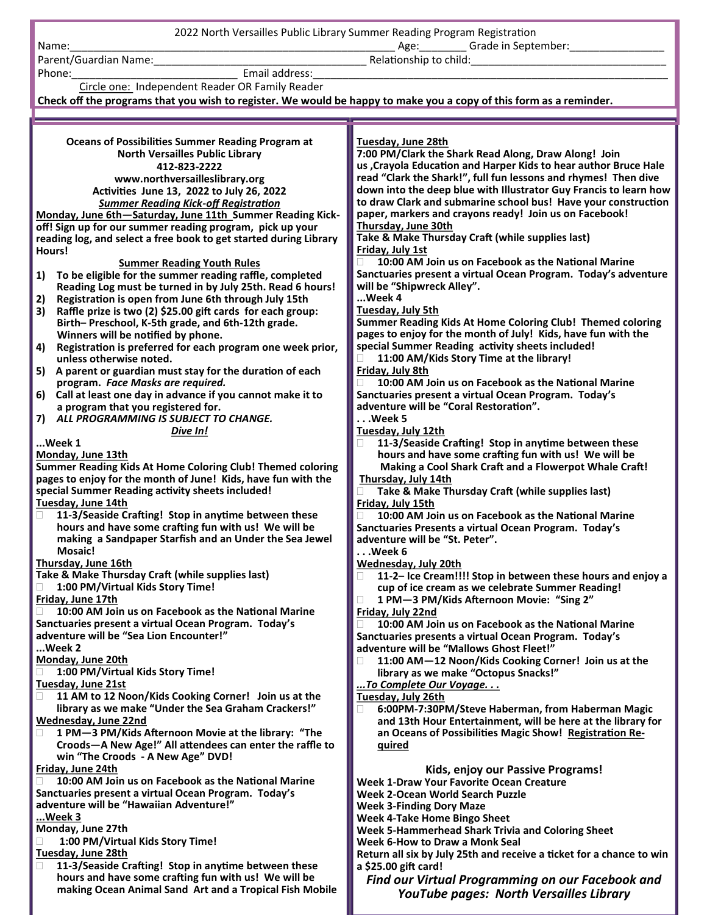2022 North Versailles Public Library Summer Reading Program Registration

Name:\_\_\_\_\_\_\_\_\_\_\_\_\_\_\_\_\_\_\_\_\_\_\_\_\_\_\_\_\_\_\_\_\_\_\_\_\_\_\_\_\_\_\_\_\_\_\_\_ Age:\_\_\_\_\_\_\_\_ Grade in September:\_\_\_\_\_\_\_\_\_\_\_\_\_\_\_\_

Parent/Guardian Name:\_\_\_\_\_\_\_\_\_\_\_\_\_\_\_\_\_\_\_\_\_\_\_\_\_\_\_\_\_\_\_\_\_\_\_ Relationship to child:\_\_\_\_\_\_\_\_\_\_\_\_\_\_\_\_\_\_\_\_\_\_\_\_\_\_\_\_\_\_\_\_\_

Phone:\_\_\_\_\_\_\_\_\_\_\_\_\_\_\_\_\_\_\_\_\_\_\_\_\_\_\_\_ Email address:\_\_\_\_\_\_\_\_\_\_\_\_\_\_\_\_\_\_\_\_\_\_\_\_\_\_\_\_\_\_\_\_\_\_\_\_\_\_\_\_\_\_\_\_\_\_\_\_\_\_\_\_\_\_\_\_\_\_\_\_\_\_\_

Circle one: Independent Reader OR Family Reader

**Check off the programs that you wish to register. We would be happy to make you a copy of this form as a reminder.**

**Oceans of Possibilities Summer Reading Program at North Versailles Public Library**
**412-823-2222**
**www.northversailleslibrary.org**
**Activities June 13, 2022 to July 26, 2022**
***Summer Reading Kick-off Registration***

**Monday, June 6th—Saturday, June 11th Summer Reading Kick-off! Sign up for our summer reading program, pick up your reading log, and select a free book to get started during Library Hours!**

**Summer Reading Youth Rules**

1) **To be eligible for the summer reading raffle, completed Reading Log must be turned in by July 25th. Read 6 hours!**
2) **Registration is open from June 6th through July 15th**
3) **Raffle prize is two (2) $25.00 gift cards for each group: Birth– Preschool, K-5th grade, and 6th-12th grade. Winners will be notified by phone.**
4) **Registration is preferred for each program one week prior, unless otherwise noted.**
5) **A parent or guardian must stay for the duration of each program. *Face Masks are required.***
6) **Call at least one day in advance if you cannot make it to a program that you registered for.**
7) ***ALL PROGRAMMING IS SUBJECT TO CHANGE.***

***Dive In!***

**...Week 1**

**Monday, June 13th**
**Summer Reading Kids At Home Coloring Club! Themed coloring pages to enjoy for the month of June! Kids, have fun with the special Summer Reading activity sheets included!**

**Tuesday, June 14th**
- ☐ **11-3/Seaside Crafting! Stop in anytime between these hours and have some crafting fun with us! We will be making a Sandpaper Starfish and an Under the Sea Jewel Mosaic!**

**Thursday, June 16th**
**Take & Make Thursday Craft (while supplies last)**
- ☐ **1:00 PM/Virtual Kids Story Time!**

**Friday, June 17th**
- ☐ **10:00 AM Join us on Facebook as the National Marine Sanctuaries present a virtual Ocean Program. Today's adventure will be "Sea Lion Encounter!"**

**...Week 2**

**Monday, June 20th**
- ☐ **1:00 PM/Virtual Kids Story Time!**

**Tuesday, June 21st**
- ☐ **11 AM to 12 Noon/Kids Cooking Corner! Join us at the library as we make "Under the Sea Graham Crackers!"**

**Wednesday, June 22nd**
- ☐ **1 PM—3 PM/Kids Afternoon Movie at the library: "The Croods—A New Age!" All attendees can enter the raffle to win "The Croods - A New Age" DVD!**

**Friday, June 24th**
- ☐ **10:00 AM Join us on Facebook as the National Marine Sanctuaries present a virtual Ocean Program. Today's adventure will be "Hawaiian Adventure!"**

**...Week 3**

**Monday, June 27th**
- ☐ **1:00 PM/Virtual Kids Story Time!**

**Tuesday, June 28th**
- ☐ **11-3/Seaside Crafting! Stop in anytime between these hours and have some crafting fun with us! We will be making Ocean Animal Sand Art and a Tropical Fish Mobile**

**Tuesday, June 28th**
**7:00 PM/Clark the Shark Read Along, Draw Along! Join us ,Crayola Education and Harper Kids to hear author Bruce Hale read "Clark the Shark!", full fun lessons and rhymes! Then dive down into the deep blue with Illustrator Guy Francis to learn how to draw Clark and submarine school bus! Have your construction paper, markers and crayons ready! Join us on Facebook!**

**Thursday, June 30th**
**Take & Make Thursday Craft (while supplies last)**

**Friday, July 1st**
- ☐ **10:00 AM Join us on Facebook as the National Marine Sanctuaries present a virtual Ocean Program. Today's adventure will be "Shipwreck Alley".**

**...Week 4**

**Tuesday, July 5th**
**Summer Reading Kids At Home Coloring Club! Themed coloring pages to enjoy for the month of July! Kids, have fun with the special Summer Reading activity sheets included!**
- ☐ **11:00 AM/Kids Story Time at the library!**

**Friday, July 8th**
- ☐ **10:00 AM Join us on Facebook as the National Marine Sanctuaries present a virtual Ocean Program. Today's adventure will be "Coral Restoration".**

**. . .Week 5**

**Tuesday, July 12th**
- ☐ **11-3/Seaside Crafting! Stop in anytime between these hours and have some crafting fun with us! We will be Making a Cool Shark Craft and a Flowerpot Whale Craft!**

**Thursday, July 14th**
- ☐ **Take & Make Thursday Craft (while supplies last)**

**Friday, July 15th**
- ☐ **10:00 AM Join us on Facebook as the National Marine Sanctuaries Presents a virtual Ocean Program. Today's adventure will be "St. Peter".**

**. . .Week 6**

**Wednesday, July 20th**
- ☐ **11-2– Ice Cream!!!! Stop in between these hours and enjoy a cup of ice cream as we celebrate Summer Reading!**
- ☐ **1 PM—3 PM/Kids Afternoon Movie: "Sing 2"**

**Friday, July 22nd**
- ☐ **10:00 AM Join us on Facebook as the National Marine Sanctuaries presents a virtual Ocean Program. Today's adventure will be "Mallows Ghost Fleet!"**
- ☐ **11:00 AM—12 Noon/Kids Cooking Corner! Join us at the library as we make "Octopus Snacks!"**

***...To Complete Our Voyage. . .***

**Tuesday, July 26th**
- ☐ **6:00PM-7:30PM/Steve Haberman, from Haberman Magic and 13th Hour Entertainment, will be here at the library for an Oceans of Possibilities Magic Show! Registration Required**

**Kids, enjoy our Passive Programs!**

**Week 1-Draw Your Favorite Ocean Creature**
**Week 2-Ocean World Search Puzzle**
**Week 3-Finding Dory Maze**
**Week 4-Take Home Bingo Sheet**
**Week 5-Hammerhead Shark Trivia and Coloring Sheet**
**Week 6-How to Draw a Monk Seal**
**Return all six by July 25th and receive a ticket for a chance to win a $25.00 gift card!**

***Find our Virtual Programming on our Facebook and YouTube pages: North Versailles Library***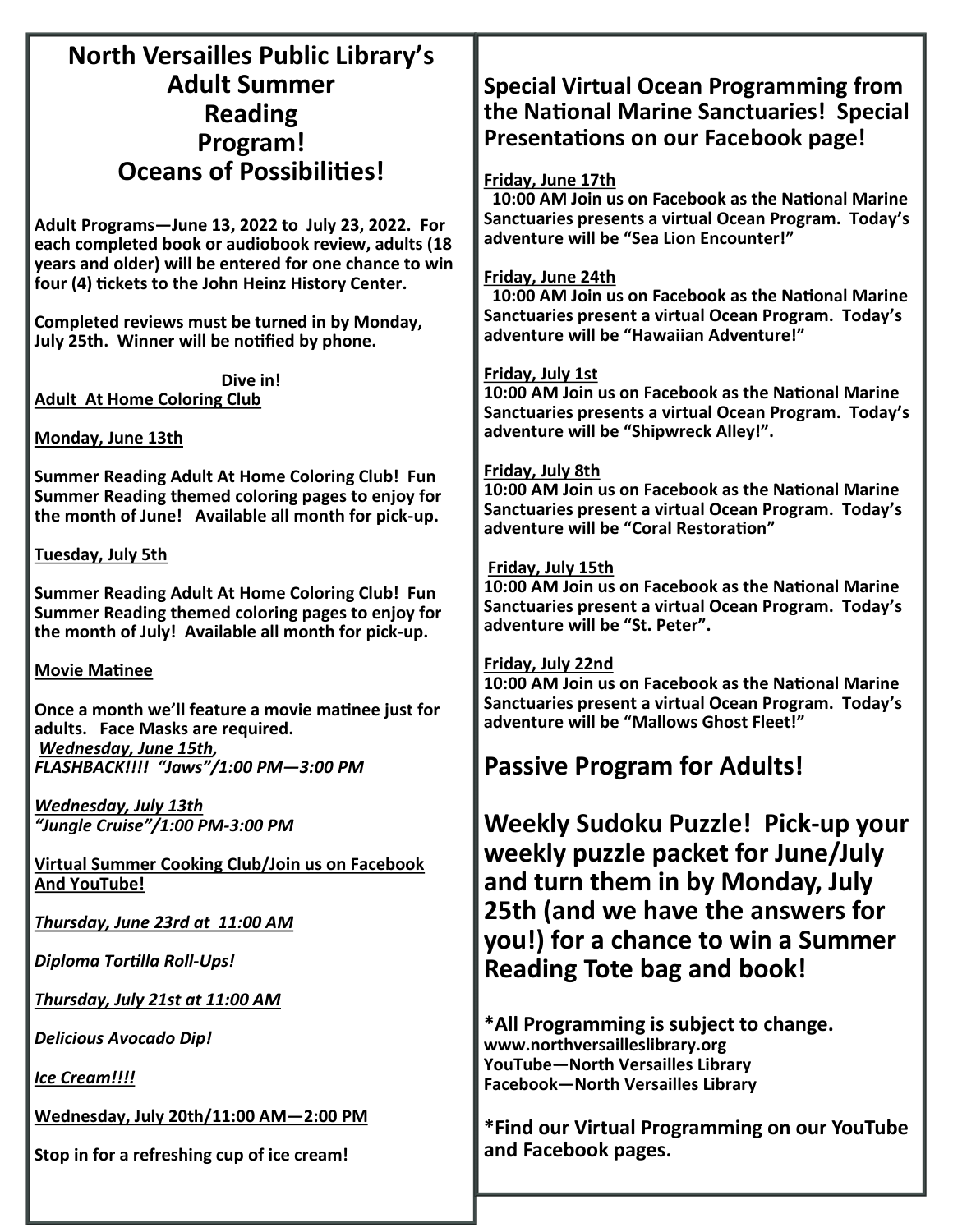# North Versailles Public Library's Adult Summer Reading Program! Oceans of Possibilities!

**Adult Programs—June 13, 2022 to July 23, 2022. For each completed book or audiobook review, adults (18 years and older) will be entered for one chance to win four (4) tickets to the John Heinz History Center.**

**Completed reviews must be turned in by Monday, July 25th. Winner will be notified by phone.**

**Dive in!**

**<u>Adult At Home Coloring Club</u>**

**<u>Monday, June 13th</u>**

**Summer Reading Adult At Home Coloring Club! Fun Summer Reading themed coloring pages to enjoy for the month of June! Available all month for pick-up.**

**<u>Tuesday, July 5th</u>**

**Summer Reading Adult At Home Coloring Club! Fun Summer Reading themed coloring pages to enjoy for the month of July! Available all month for pick-up.**

**<u>Movie Matinee</u>**

**Once a month we'll feature a movie matinee just for adults. Face Masks are required.**

***<u>Wednesday, June 15th</u>,***
***FLASHBACK!!!! "Jaws"/1:00 PM—3:00 PM***

***<u>Wednesday, July 13th</u>***
***"Jungle Cruise"/1:00 PM-3:00 PM***

**<u>Virtual Summer Cooking Club/Join us on Facebook And YouTube!</u>**

***<u>Thursday, June 23rd at 11:00 AM</u>***

***Diploma Tortilla Roll-Ups!***

***<u>Thursday, July 21st at 11:00 AM</u>***

***Delicious Avocado Dip!***

***<u>Ice Cream!!!!</u>***

**<u>Wednesday, July 20th/11:00 AM—2:00 PM</u>**

**Stop in for a refreshing cup of ice cream!**

## Special Virtual Ocean Programming from the National Marine Sanctuaries! Special Presentations on our Facebook page!

**<u>Friday, June 17th</u>**
**10:00 AM Join us on Facebook as the National Marine Sanctuaries presents a virtual Ocean Program. Today's adventure will be "Sea Lion Encounter!"**

**<u>Friday, June 24th</u>**
**10:00 AM Join us on Facebook as the National Marine Sanctuaries present a virtual Ocean Program. Today's adventure will be "Hawaiian Adventure!"**

**<u>Friday, July 1st</u>**
**10:00 AM Join us on Facebook as the National Marine Sanctuaries presents a virtual Ocean Program. Today's adventure will be "Shipwreck Alley!".**

**<u>Friday, July 8th</u>**
**10:00 AM Join us on Facebook as the National Marine Sanctuaries present a virtual Ocean Program. Today's adventure will be "Coral Restoration"**

**<u>Friday, July 15th</u>**
**10:00 AM Join us on Facebook as the National Marine Sanctuaries present a virtual Ocean Program. Today's adventure will be "St. Peter".**

**<u>Friday, July 22nd</u>**
**10:00 AM Join us on Facebook as the National Marine Sanctuaries present a virtual Ocean Program. Today's adventure will be "Mallows Ghost Fleet!"**

## Passive Program for Adults!

## Weekly Sudoku Puzzle! Pick-up your weekly puzzle packet for June/July and turn them in by Monday, July 25th (and we have the answers for you!) for a chance to win a Summer Reading Tote bag and book!

**\*All Programming is subject to change.**
**www.northversailleslibrary.org**
**YouTube—North Versailles Library**
**Facebook—North Versailles Library**

**\*Find our Virtual Programming on our YouTube and Facebook pages.**